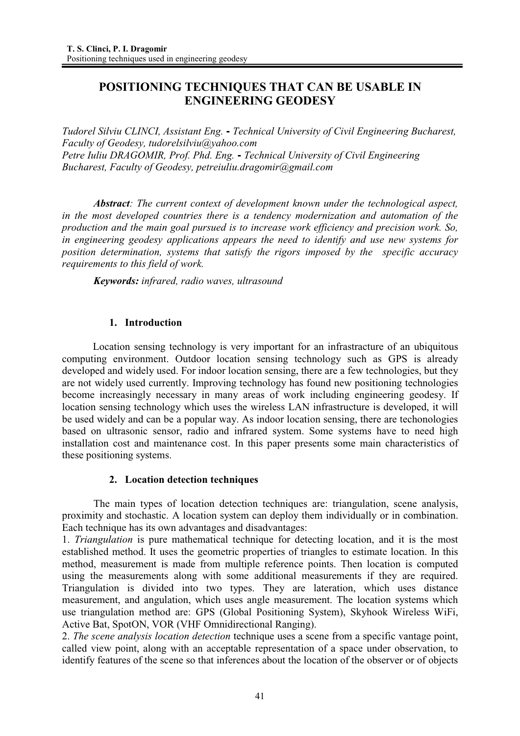# POSITIONING TECHNIQUES THAT CAN BE USABLE IN ENGINEERING GEODESY

*Tudorel Silviu CLINCI, Assistant Eng.* **-** *Technical University of Civil Engineering Bucharest, Faculty of Geodesy, tudorelsilviu@yahoo.com*
*Petre Iuliu DRAGOMIR, Prof. Phd. Eng.* **-** *Technical University of Civil Engineering Bucharest, Faculty of Geodesy, petreiuliu.dragomir@gmail.com*

***Abstract****: The current context of development known under the technological aspect, in the most developed countries there is a tendency modernization and automation of the production and the main goal pursued is to increase work efficiency and precision work. So, in engineering geodesy applications appears the need to identify and use new systems for position determination, systems that satisfy the rigors imposed by the specific accuracy requirements to this field of work.*

***Keywords:*** *infrared, radio waves, ultrasound*

## 1. Introduction

Location sensing technology is very important for an infrastructure of an ubiquitous computing environment. Outdoor location sensing technology such as GPS is already developed and widely used. For indoor location sensing, there are a few technologies, but they are not widely used currently. Improving technology has found new positioning technologies become increasingly necessary in many areas of work including engineering geodesy. If location sensing technology which uses the wireless LAN infrastructure is developed, it will be used widely and can be a popular way. As indoor location sensing, there are techonologies based on ultrasonic sensor, radio and infrared system. Some systems have to need high installation cost and maintenance cost. In this paper presents some main characteristics of these positioning systems.

## 2. Location detection techniques

The main types of location detection techniques are: triangulation, scene analysis, proximity and stochastic. A location system can deploy them individually or in combination. Each technique has its own advantages and disadvantages:

1. *Triangulation* is pure mathematical technique for detecting location, and it is the most established method. It uses the geometric properties of triangles to estimate location. In this method, measurement is made from multiple reference points. Then location is computed using the measurements along with some additional measurements if they are required. Triangulation is divided into two types. They are lateration, which uses distance measurement, and angulation, which uses angle measurement. The location systems which use triangulation method are: GPS (Global Positioning System), Skyhook Wireless WiFi, Active Bat, SpotON, VOR (VHF Omnidirectional Ranging).
2. *The scene analysis location detection* technique uses a scene from a specific vantage point, called view point, along with an acceptable representation of a space under observation, to identify features of the scene so that inferences about the location of the observer or of objects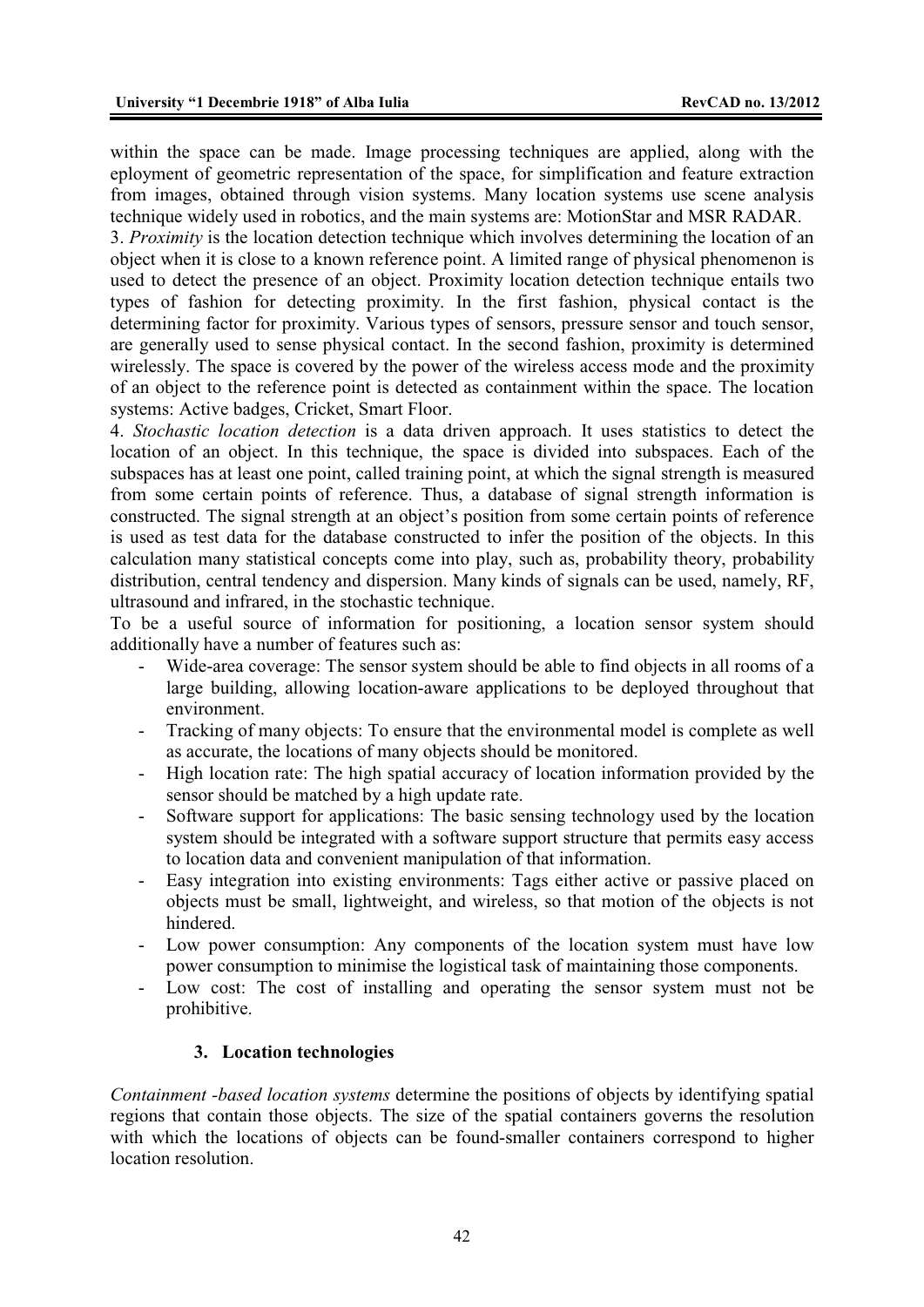within the space can be made. Image processing techniques are applied, along with the eployment of geometric representation of the space, for simplification and feature extraction from images, obtained through vision systems. Many location systems use scene analysis technique widely used in robotics, and the main systems are: MotionStar and MSR RADAR.

3. *Proximity* is the location detection technique which involves determining the location of an object when it is close to a known reference point. A limited range of physical phenomenon is used to detect the presence of an object. Proximity location detection technique entails two types of fashion for detecting proximity. In the first fashion, physical contact is the determining factor for proximity. Various types of sensors, pressure sensor and touch sensor, are generally used to sense physical contact. In the second fashion, proximity is determined wirelessly. The space is covered by the power of the wireless access mode and the proximity of an object to the reference point is detected as containment within the space. The location systems: Active badges, Cricket, Smart Floor.

4. *Stochastic location detection* is a data driven approach. It uses statistics to detect the location of an object. In this technique, the space is divided into subspaces. Each of the subspaces has at least one point, called training point, at which the signal strength is measured from some certain points of reference. Thus, a database of signal strength information is constructed. The signal strength at an object's position from some certain points of reference is used as test data for the database constructed to infer the position of the objects. In this calculation many statistical concepts come into play, such as, probability theory, probability distribution, central tendency and dispersion. Many kinds of signals can be used, namely, RF, ultrasound and infrared, in the stochastic technique.

To be a useful source of information for positioning, a location sensor system should additionally have a number of features such as:

- Wide-area coverage: The sensor system should be able to find objects in all rooms of a large building, allowing location-aware applications to be deployed throughout that environment.
- Tracking of many objects: To ensure that the environmental model is complete as well as accurate, the locations of many objects should be monitored.
- High location rate: The high spatial accuracy of location information provided by the sensor should be matched by a high update rate.
- Software support for applications: The basic sensing technology used by the location system should be integrated with a software support structure that permits easy access to location data and convenient manipulation of that information.
- Easy integration into existing environments: Tags either active or passive placed on objects must be small, lightweight, and wireless, so that motion of the objects is not hindered.
- Low power consumption: Any components of the location system must have low power consumption to minimise the logistical task of maintaining those components.
- Low cost: The cost of installing and operating the sensor system must not be prohibitive.

## 3. Location technologies

*Containment -based location systems* determine the positions of objects by identifying spatial regions that contain those objects. The size of the spatial containers governs the resolution with which the locations of objects can be found-smaller containers correspond to higher location resolution.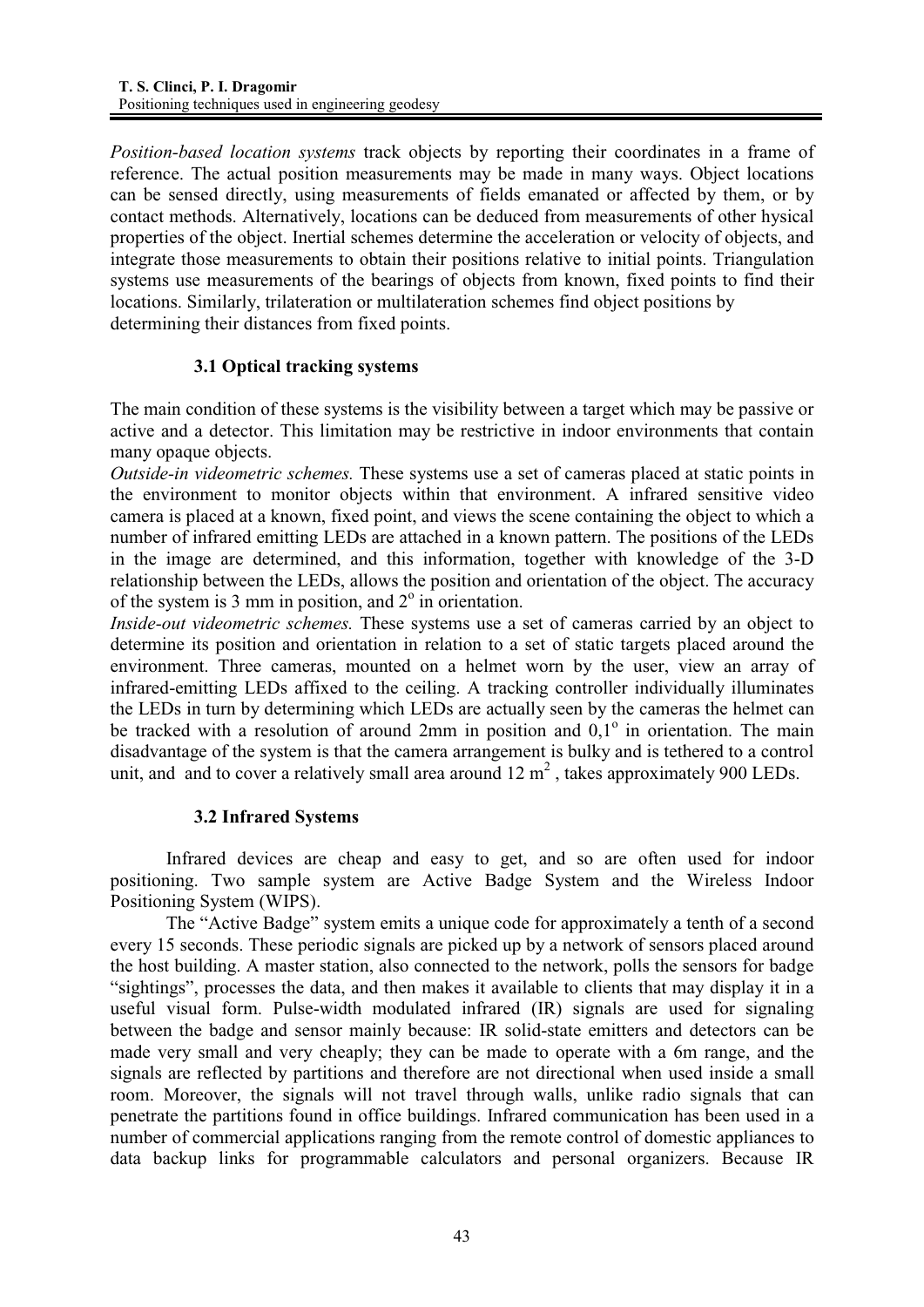*Position-based location systems* track objects by reporting their coordinates in a frame of reference. The actual position measurements may be made in many ways. Object locations can be sensed directly, using measurements of fields emanated or affected by them, or by contact methods. Alternatively, locations can be deduced from measurements of other hysical properties of the object. Inertial schemes determine the acceleration or velocity of objects, and integrate those measurements to obtain their positions relative to initial points. Triangulation systems use measurements of the bearings of objects from known, fixed points to find their locations. Similarly, trilateration or multilateration schemes find object positions by determining their distances from fixed points.

### 3.1 Optical tracking systems

The main condition of these systems is the visibility between a target which may be passive or active and a detector. This limitation may be restrictive in indoor environments that contain many opaque objects.

*Outside-in videometric schemes.* These systems use a set of cameras placed at static points in the environment to monitor objects within that environment. A infrared sensitive video camera is placed at a known, fixed point, and views the scene containing the object to which a number of infrared emitting LEDs are attached in a known pattern. The positions of the LEDs in the image are determined, and this information, together with knowledge of the 3-D relationship between the LEDs, allows the position and orientation of the object. The accuracy of the system is 3 mm in position, and $2^{o}$ in orientation.

*Inside-out videometric schemes.* These systems use a set of cameras carried by an object to determine its position and orientation in relation to a set of static targets placed around the environment. Three cameras, mounted on a helmet worn by the user, view an array of infrared-emitting LEDs affixed to the ceiling. A tracking controller individually illuminates the LEDs in turn by determining which LEDs are actually seen by the cameras the helmet can be tracked with a resolution of around 2mm in position and $0{,}1^{o}$ in orientation. The main disadvantage of the system is that the camera arrangement is bulky and is tethered to a control unit, and and to cover a relatively small area around 12 $m^{2}$ , takes approximately 900 LEDs.

### 3.2 Infrared Systems

Infrared devices are cheap and easy to get, and so are often used for indoor positioning. Two sample system are Active Badge System and the Wireless Indoor Positioning System (WIPS).

The "Active Badge" system emits a unique code for approximately a tenth of a second every 15 seconds. These periodic signals are picked up by a network of sensors placed around the host building. A master station, also connected to the network, polls the sensors for badge "sightings", processes the data, and then makes it available to clients that may display it in a useful visual form. Pulse-width modulated infrared (IR) signals are used for signaling between the badge and sensor mainly because: IR solid-state emitters and detectors can be made very small and very cheaply; they can be made to operate with a 6m range, and the signals are reflected by partitions and therefore are not directional when used inside a small room. Moreover, the signals will not travel through walls, unlike radio signals that can penetrate the partitions found in office buildings. Infrared communication has been used in a number of commercial applications ranging from the remote control of domestic appliances to data backup links for programmable calculators and personal organizers. Because IR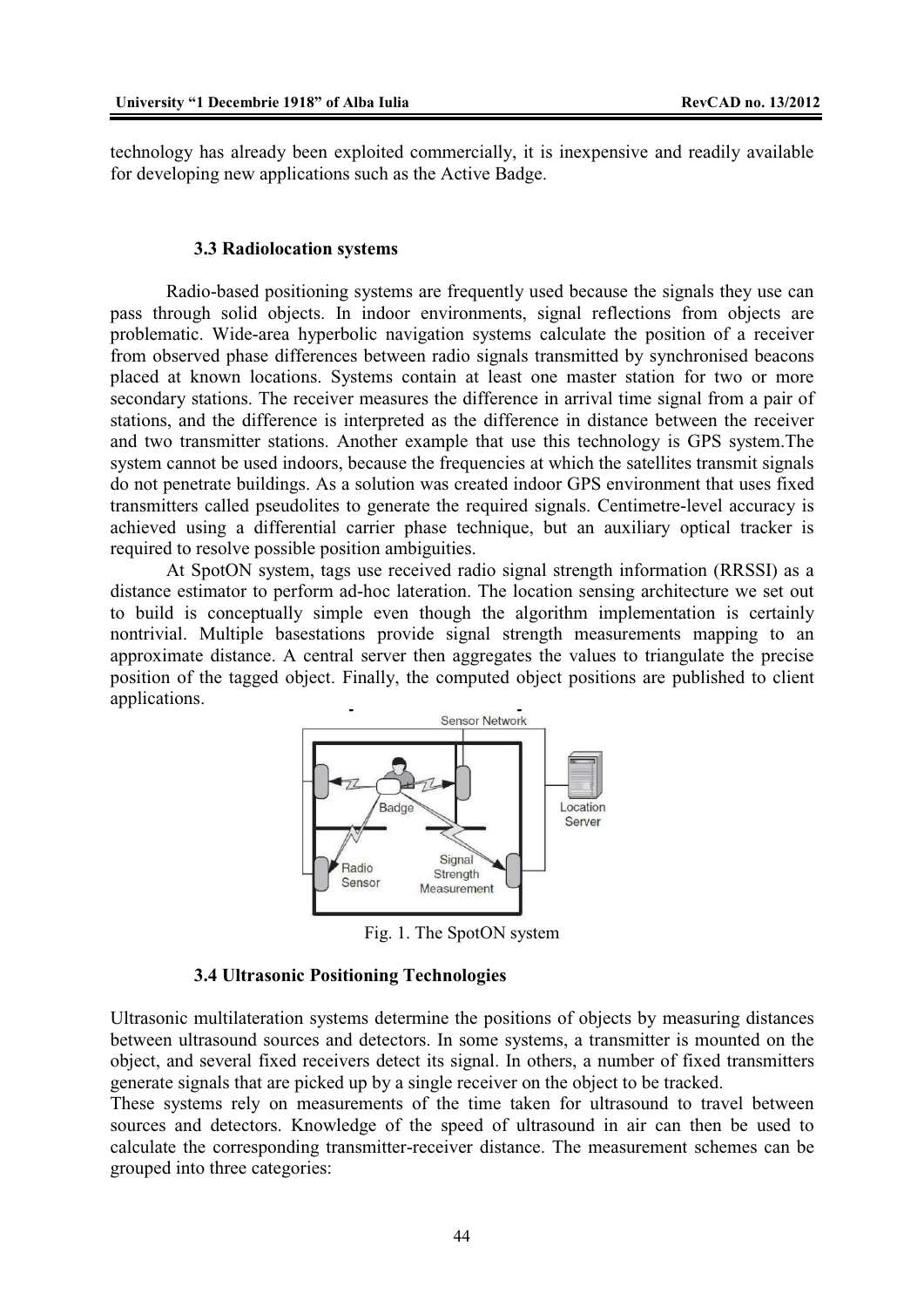technology has already been exploited commercially, it is inexpensive and readily available for developing new applications such as the Active Badge.

### 3.3 Radiolocation systems

Radio-based positioning systems are frequently used because the signals they use can pass through solid objects. In indoor environments, signal reflections from objects are problematic. Wide-area hyperbolic navigation systems calculate the position of a receiver from observed phase differences between radio signals transmitted by synchronised beacons placed at known locations. Systems contain at least one master station for two or more secondary stations. The receiver measures the difference in arrival time signal from a pair of stations, and the difference is interpreted as the difference in distance between the receiver and two transmitter stations. Another example that use this technology is GPS system.The system cannot be used indoors, because the frequencies at which the satellites transmit signals do not penetrate buildings. As a solution was created indoor GPS environment that uses fixed transmitters called pseudolites to generate the required signals. Centimetre-level accuracy is achieved using a differential carrier phase technique, but an auxiliary optical tracker is required to resolve possible position ambiguities.

At SpotON system, tags use received radio signal strength information (RRSSI) as a distance estimator to perform ad-hoc lateration. The location sensing architecture we set out to build is conceptually simple even though the algorithm implementation is certainly nontrivial. Multiple basestations provide signal strength measurements mapping to an approximate distance. A central server then aggregates the values to triangulate the precise position of the tagged object. Finally, the computed object positions are published to client applications.

Sensor Network
Badge
Location Server
Radio Sensor
Signal Strength Measurement

Fig. 1. The SpotON system

### 3.4 Ultrasonic Positioning Technologies

Ultrasonic multilateration systems determine the positions of objects by measuring distances between ultrasound sources and detectors. In some systems, a transmitter is mounted on the object, and several fixed receivers detect its signal. In others, a number of fixed transmitters generate signals that are picked up by a single receiver on the object to be tracked.

These systems rely on measurements of the time taken for ultrasound to travel between sources and detectors. Knowledge of the speed of ultrasound in air can then be used to calculate the corresponding transmitter-receiver distance. The measurement schemes can be grouped into three categories: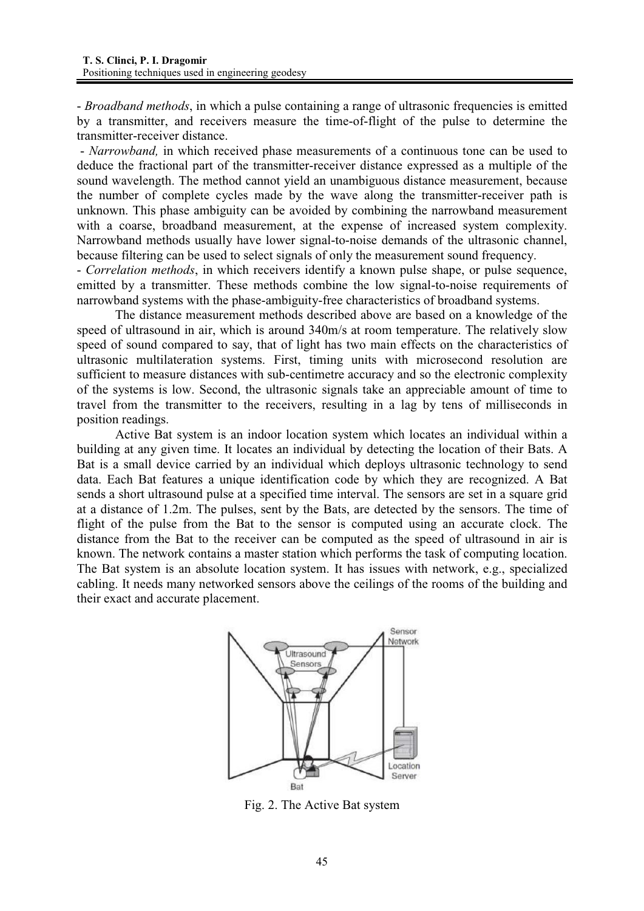- *Broadband methods*, in which a pulse containing a range of ultrasonic frequencies is emitted by a transmitter, and receivers measure the time-of-flight of the pulse to determine the transmitter-receiver distance.

- *Narrowband,* in which received phase measurements of a continuous tone can be used to deduce the fractional part of the transmitter-receiver distance expressed as a multiple of the sound wavelength. The method cannot yield an unambiguous distance measurement, because the number of complete cycles made by the wave along the transmitter-receiver path is unknown. This phase ambiguity can be avoided by combining the narrowband measurement with a coarse, broadband measurement, at the expense of increased system complexity. Narrowband methods usually have lower signal-to-noise demands of the ultrasonic channel, because filtering can be used to select signals of only the measurement sound frequency.

- *Correlation methods*, in which receivers identify a known pulse shape, or pulse sequence, emitted by a transmitter. These methods combine the low signal-to-noise requirements of narrowband systems with the phase-ambiguity-free characteristics of broadband systems.

The distance measurement methods described above are based on a knowledge of the speed of ultrasound in air, which is around 340m/s at room temperature. The relatively slow speed of sound compared to say, that of light has two main effects on the characteristics of ultrasonic multilateration systems. First, timing units with microsecond resolution are sufficient to measure distances with sub-centimetre accuracy and so the electronic complexity of the systems is low. Second, the ultrasonic signals take an appreciable amount of time to travel from the transmitter to the receivers, resulting in a lag by tens of milliseconds in position readings.

Active Bat system is an indoor location system which locates an individual within a building at any given time. It locates an individual by detecting the location of their Bats. A Bat is a small device carried by an individual which deploys ultrasonic technology to send data. Each Bat features a unique identification code by which they are recognized. A Bat sends a short ultrasound pulse at a specified time interval. The sensors are set in a square grid at a distance of 1.2m. The pulses, sent by the Bats, are detected by the sensors. The time of flight of the pulse from the Bat to the sensor is computed using an accurate clock. The distance from the Bat to the receiver can be computed as the speed of ultrasound in air is known. The network contains a master station which performs the task of computing location. The Bat system is an absolute location system. It has issues with network, e.g., specialized cabling. It needs many networked sensors above the ceilings of the rooms of the building and their exact and accurate placement.

Ultrasound Sensors

Sensor Network

Location Server

Bat

Fig. 2. The Active Bat system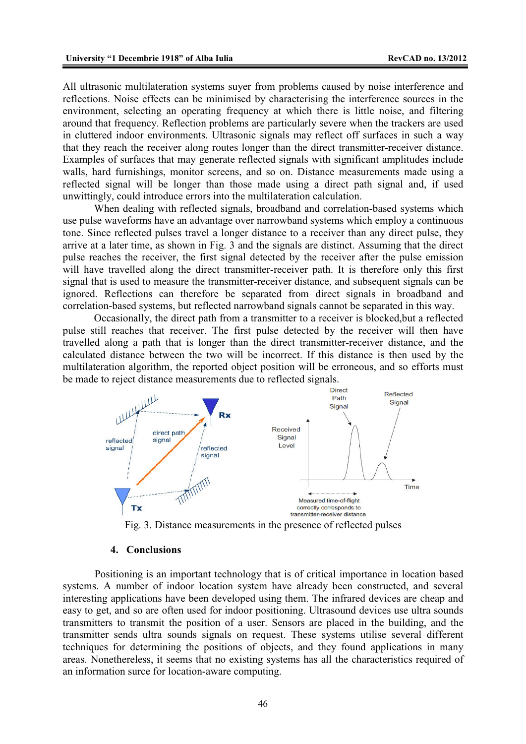All ultrasonic multilateration systems suyer from problems caused by noise interference and reflections. Noise effects can be minimised by characterising the interference sources in the environment, selecting an operating frequency at which there is little noise, and filtering around that frequency. Reflection problems are particularly severe when the trackers are used in cluttered indoor environments. Ultrasonic signals may reflect off surfaces in such a way that they reach the receiver along routes longer than the direct transmitter-receiver distance. Examples of surfaces that may generate reflected signals with significant amplitudes include walls, hard furnishings, monitor screens, and so on. Distance measurements made using a reflected signal will be longer than those made using a direct path signal and, if used unwittingly, could introduce errors into the multilateration calculation.

When dealing with reflected signals, broadband and correlation-based systems which use pulse waveforms have an advantage over narrowband systems which employ a continuous tone. Since reflected pulses travel a longer distance to a receiver than any direct pulse, they arrive at a later time, as shown in Fig. 3 and the signals are distinct. Assuming that the direct pulse reaches the receiver, the first signal detected by the receiver after the pulse emission will have travelled along the direct transmitter-receiver path. It is therefore only this first signal that is used to measure the transmitter-receiver distance, and subsequent signals can be ignored. Reflections can therefore be separated from direct signals in broadband and correlation-based systems, but reflected narrowband signals cannot be separated in this way.

Occasionally, the direct path from a transmitter to a receiver is blocked,but a reflected pulse still reaches that receiver. The first pulse detected by the receiver will then have travelled along a path that is longer than the direct transmitter-receiver distance, and the calculated distance between the two will be incorrect. If this distance is then used by the multilateration algorithm, the reported object position will be erroneous, and so efforts must be made to reject distance measurements due to reflected signals.

Rx
Tx
direct path signal
reflected signal
reflected signal
Direct Path Signal
Reflected Signal
Received Signal Level
Time
Measured time-of-flight correctly corresponds to transmitter-receiver distance

Fig. 3. Distance measurements in the presence of reflected pulses

## 4. Conclusions

Positioning is an important technology that is of critical importance in location based systems. A number of indoor location system have already been constructed, and several interesting applications have been developed using them. The infrared devices are cheap and easy to get, and so are often used for indoor positioning. Ultrasound devices use ultra sounds transmitters to transmit the position of a user. Sensors are placed in the building, and the transmitter sends ultra sounds signals on request. These systems utilise several different techniques for determining the positions of objects, and they found applications in many areas. Nonethereless, it seems that no existing systems has all the characteristics required of an information surce for location-aware computing.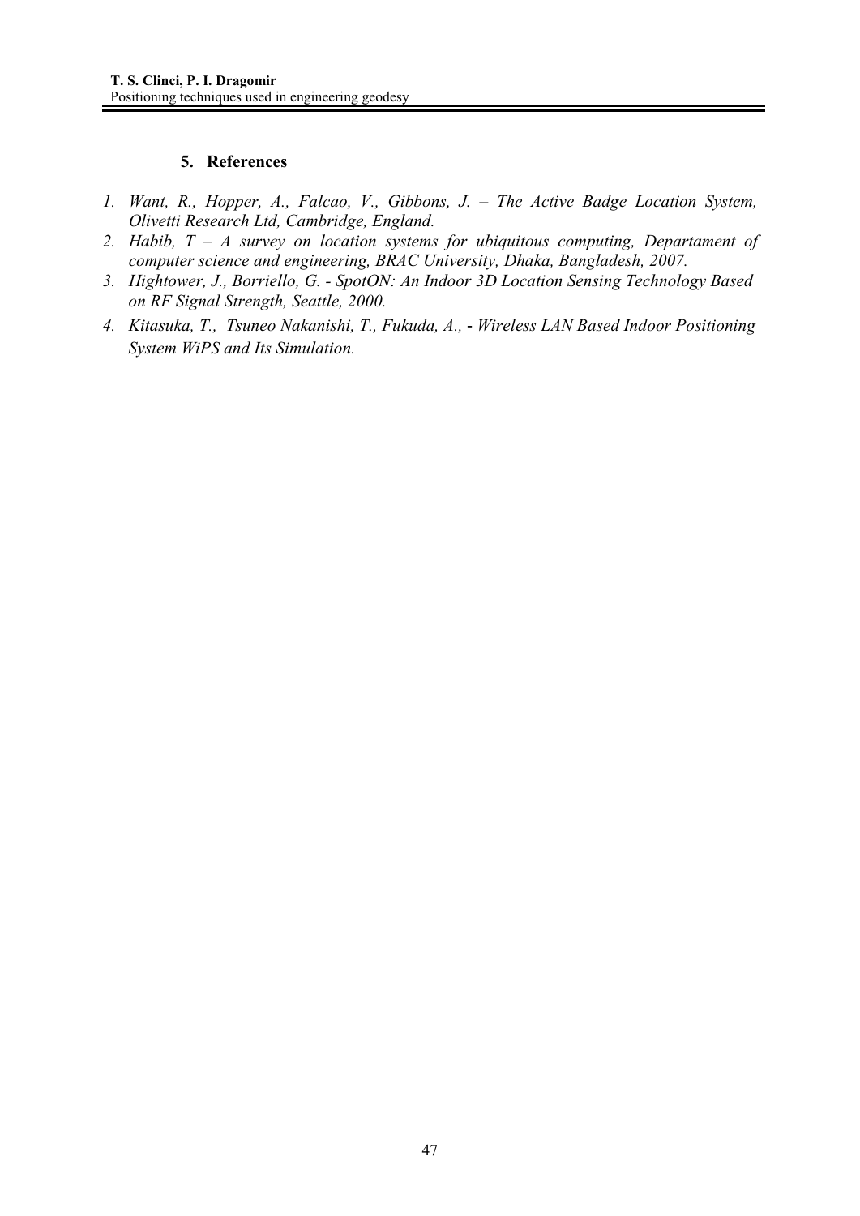## 5. References

1. *Want, R., Hopper, A., Falcao, V., Gibbons, J. – The Active Badge Location System, Olivetti Research Ltd, Cambridge, England.*
2. *Habib, T – A survey on location systems for ubiquitous computing, Departament of computer science and engineering, BRAC University, Dhaka, Bangladesh, 2007.*
3. *Hightower, J., Borriello, G. - SpotON: An Indoor 3D Location Sensing Technology Based on RF Signal Strength, Seattle, 2000.*
4. *Kitasuka, T., Tsuneo Nakanishi, T., Fukuda, A., - Wireless LAN Based Indoor Positioning System WiPS and Its Simulation.*